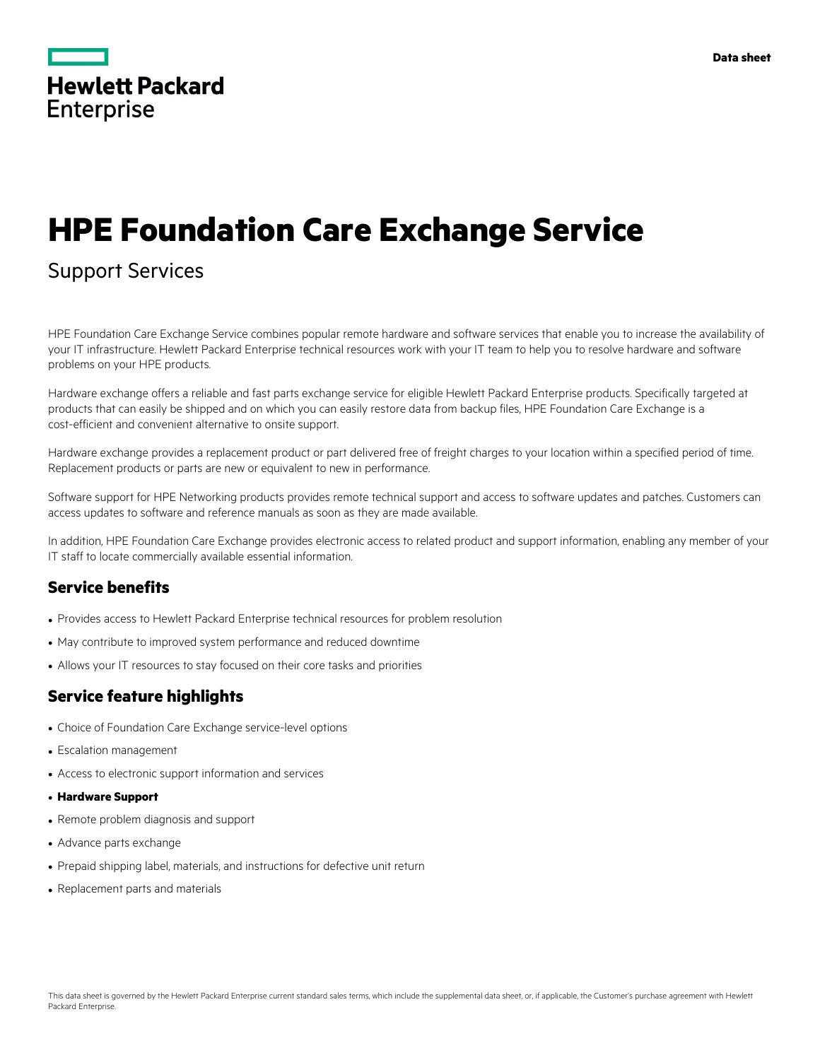Hewlett Packard Enterprise

Data sheet

# HPE Foundation Care Exchange Service

Support Services

HPE Foundation Care Exchange Service combines popular remote hardware and software services that enable you to increase the availability of your IT infrastructure. Hewlett Packard Enterprise technical resources work with your IT team to help you to resolve hardware and software problems on your HPE products.

Hardware exchange offers a reliable and fast parts exchange service for eligible Hewlett Packard Enterprise products. Specifically targeted at products that can easily be shipped and on which you can easily restore data from backup files, HPE Foundation Care Exchange is a cost-efficient and convenient alternative to onsite support.

Hardware exchange provides a replacement product or part delivered free of freight charges to your location within a specified period of time. Replacement products or parts are new or equivalent to new in performance.

Software support for HPE Networking products provides remote technical support and access to software updates and patches. Customers can access updates to software and reference manuals as soon as they are made available.

In addition, HPE Foundation Care Exchange provides electronic access to related product and support information, enabling any member of your IT staff to locate commercially available essential information.

## Service benefits

- Provides access to Hewlett Packard Enterprise technical resources for problem resolution
- May contribute to improved system performance and reduced downtime
- Allows your IT resources to stay focused on their core tasks and priorities

## Service feature highlights

- Choice of Foundation Care Exchange service-level options
- Escalation management
- Access to electronic support information and services
- **Hardware Support**
- Remote problem diagnosis and support
- Advance parts exchange
- Prepaid shipping label, materials, and instructions for defective unit return
- Replacement parts and materials

This data sheet is governed by the Hewlett Packard Enterprise current standard sales terms, which include the supplemental data sheet, or, if applicable, the Customer's purchase agreement with Hewlett Packard Enterprise.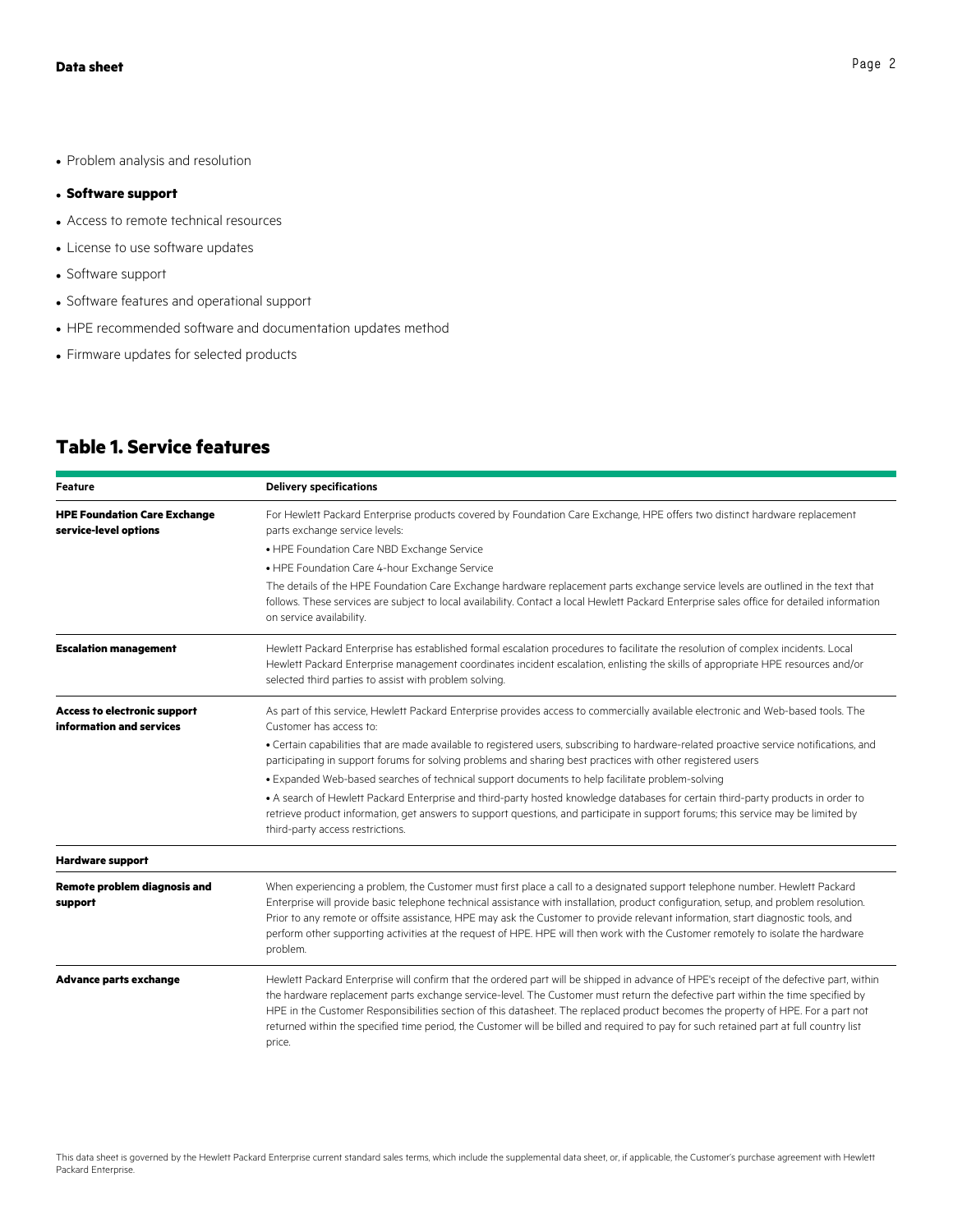- Problem analysis and resolution
- **Software support**
- Access to remote technical resources
- License to use software updates
- Software support
- Software features and operational support
- HPE recommended software and documentation updates method
- Firmware updates for selected products

## Table 1. Service features

| Feature | Delivery specifications |
|---|---|
| **HPE Foundation Care Exchange service-level options** | For Hewlett Packard Enterprise products covered by Foundation Care Exchange, HPE offers two distinct hardware replacement parts exchange service levels:<br>• HPE Foundation Care NBD Exchange Service<br>• HPE Foundation Care 4-hour Exchange Service<br>The details of the HPE Foundation Care Exchange hardware replacement parts exchange service levels are outlined in the text that follows. These services are subject to local availability. Contact a local Hewlett Packard Enterprise sales office for detailed information on service availability. |
| **Escalation management** | Hewlett Packard Enterprise has established formal escalation procedures to facilitate the resolution of complex incidents. Local Hewlett Packard Enterprise management coordinates incident escalation, enlisting the skills of appropriate HPE resources and/or selected third parties to assist with problem solving. |
| **Access to electronic support information and services** | As part of this service, Hewlett Packard Enterprise provides access to commercially available electronic and Web-based tools. The Customer has access to:<br>• Certain capabilities that are made available to registered users, subscribing to hardware-related proactive service notifications, and participating in support forums for solving problems and sharing best practices with other registered users<br>• Expanded Web-based searches of technical support documents to help facilitate problem-solving<br>• A search of Hewlett Packard Enterprise and third-party hosted knowledge databases for certain third-party products in order to retrieve product information, get answers to support questions, and participate in support forums; this service may be limited by third-party access restrictions. |
| **Hardware support** | |
| **Remote problem diagnosis and support** | When experiencing a problem, the Customer must first place a call to a designated support telephone number. Hewlett Packard Enterprise will provide basic telephone technical assistance with installation, product configuration, setup, and problem resolution. Prior to any remote or offsite assistance, HPE may ask the Customer to provide relevant information, start diagnostic tools, and perform other supporting activities at the request of HPE. HPE will then work with the Customer remotely to isolate the hardware problem. |
| **Advance parts exchange** | Hewlett Packard Enterprise will confirm that the ordered part will be shipped in advance of HPE's receipt of the defective part, within the hardware replacement parts exchange service-level. The Customer must return the defective part within the time specified by HPE in the Customer Responsibilities section of this datasheet. The replaced product becomes the property of HPE. For a part not returned within the specified time period, the Customer will be billed and required to pay for such retained part at full country list price. |

This data sheet is governed by the Hewlett Packard Enterprise current standard sales terms, which include the supplemental data sheet, or, if applicable, the Customer's purchase agreement with Hewlett Packard Enterprise.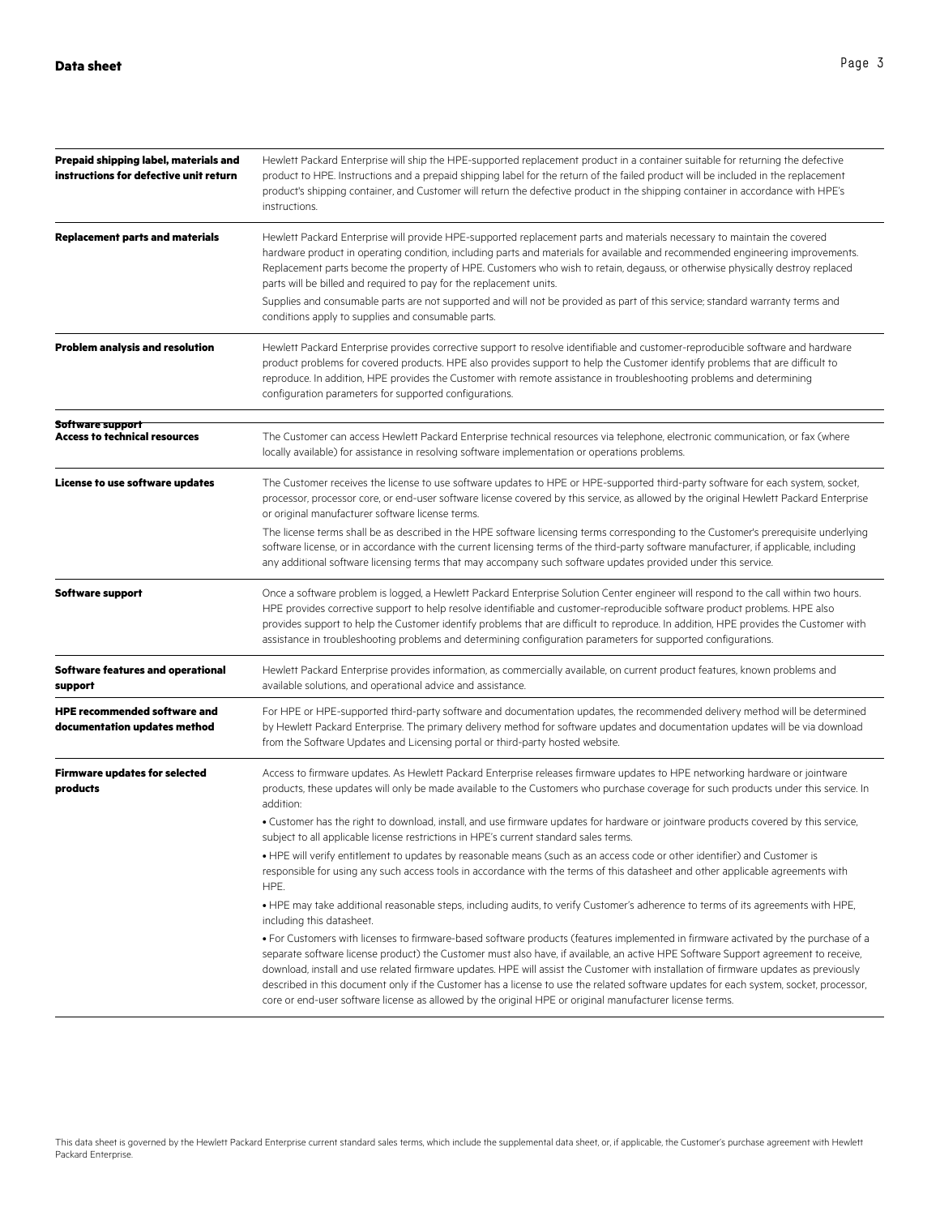| | |
|---|---|
| **Prepaid shipping label, materials and instructions for defective unit return** | Hewlett Packard Enterprise will ship the HPE-supported replacement product in a container suitable for returning the defective product to HPE. Instructions and a prepaid shipping label for the return of the failed product will be included in the replacement product's shipping container, and Customer will return the defective product in the shipping container in accordance with HPE's instructions. |
| **Replacement parts and materials** | Hewlett Packard Enterprise will provide HPE-supported replacement parts and materials necessary to maintain the covered hardware product in operating condition, including parts and materials for available and recommended engineering improvements. Replacement parts become the property of HPE. Customers who wish to retain, degauss, or otherwise physically destroy replaced parts will be billed and required to pay for the replacement units.<br><br>Supplies and consumable parts are not supported and will not be provided as part of this service; standard warranty terms and conditions apply to supplies and consumable parts. |
| **Problem analysis and resolution** | Hewlett Packard Enterprise provides corrective support to resolve identifiable and customer-reproducible software and hardware product problems for covered products. HPE also provides support to help the Customer identify problems that are difficult to reproduce. In addition, HPE provides the Customer with remote assistance in troubleshooting problems and determining configuration parameters for supported configurations. |
| **Software support** | |
| **Access to technical resources** | The Customer can access Hewlett Packard Enterprise technical resources via telephone, electronic communication, or fax (where locally available) for assistance in resolving software implementation or operations problems. |
| **License to use software updates** | The Customer receives the license to use software updates to HPE or HPE-supported third-party software for each system, socket, processor, processor core, or end-user software license covered by this service, as allowed by the original Hewlett Packard Enterprise or original manufacturer software license terms.<br><br>The license terms shall be as described in the HPE software licensing terms corresponding to the Customer's prerequisite underlying software license, or in accordance with the current licensing terms of the third-party software manufacturer, if applicable, including any additional software licensing terms that may accompany such software updates provided under this service. |
| **Software support** | Once a software problem is logged, a Hewlett Packard Enterprise Solution Center engineer will respond to the call within two hours. HPE provides corrective support to help resolve identifiable and customer-reproducible software product problems. HPE also provides support to help the Customer identify problems that are difficult to reproduce. In addition, HPE provides the Customer with assistance in troubleshooting problems and determining configuration parameters for supported configurations. |
| **Software features and operational support** | Hewlett Packard Enterprise provides information, as commercially available, on current product features, known problems and available solutions, and operational advice and assistance. |
| **HPE recommended software and documentation updates method** | For HPE or HPE-supported third-party software and documentation updates, the recommended delivery method will be determined by Hewlett Packard Enterprise. The primary delivery method for software updates and documentation updates will be via download from the Software Updates and Licensing portal or third-party hosted website. |
| **Firmware updates for selected products** | Access to firmware updates. As Hewlett Packard Enterprise releases firmware updates to HPE networking hardware or jointware products, these updates will only be made available to the Customers who purchase coverage for such products under this service. In addition:<br><br>• Customer has the right to download, install, and use firmware updates for hardware or jointware products covered by this service, subject to all applicable license restrictions in HPE's current standard sales terms.<br><br>• HPE will verify entitlement to updates by reasonable means (such as an access code or other identifier) and Customer is responsible for using any such access tools in accordance with the terms of this datasheet and other applicable agreements with HPE.<br><br>• HPE may take additional reasonable steps, including audits, to verify Customer's adherence to terms of its agreements with HPE, including this datasheet.<br><br>• For Customers with licenses to firmware-based software products (features implemented in firmware activated by the purchase of a separate software license product) the Customer must also have, if available, an active HPE Software Support agreement to receive, download, install and use related firmware updates. HPE will assist the Customer with installation of firmware updates as previously described in this document only if the Customer has a license to use the related software updates for each system, socket, processor, core or end-user software license as allowed by the original HPE or original manufacturer license terms. |

This data sheet is governed by the Hewlett Packard Enterprise current standard sales terms, which include the supplemental data sheet, or, if applicable, the Customer's purchase agreement with Hewlett Packard Enterprise.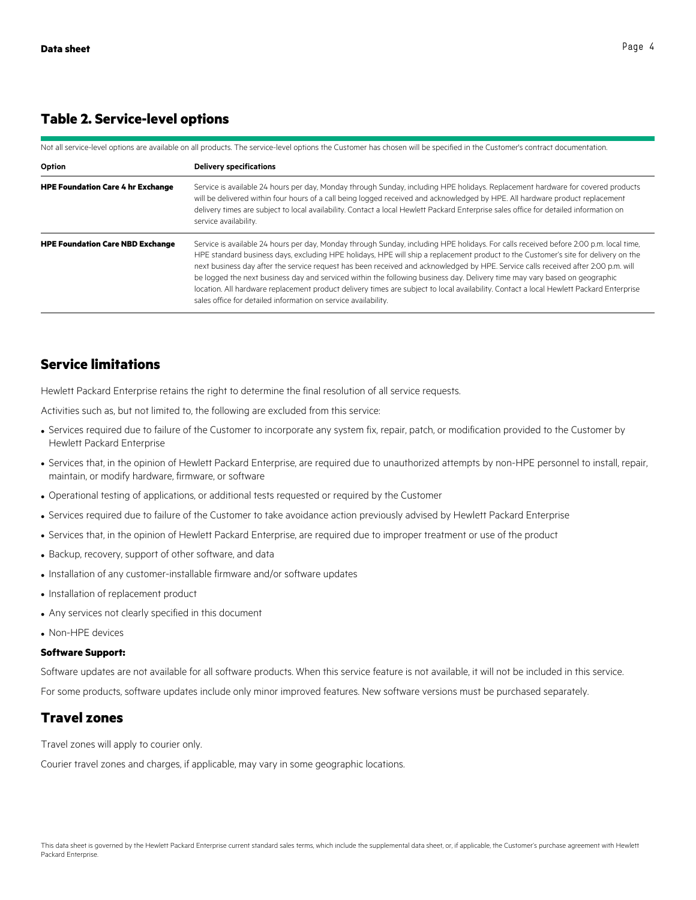## Table 2. Service-level options

Not all service-level options are available on all products. The service-level options the Customer has chosen will be specified in the Customer's contract documentation.

| Option | Delivery specifications |
| --- | --- |
| **HPE Foundation Care 4 hr Exchange** | Service is available 24 hours per day, Monday through Sunday, including HPE holidays. Replacement hardware for covered products will be delivered within four hours of a call being logged received and acknowledged by HPE. All hardware product replacement delivery times are subject to local availability. Contact a local Hewlett Packard Enterprise sales office for detailed information on service availability. |
| **HPE Foundation Care NBD Exchange** | Service is available 24 hours per day, Monday through Sunday, including HPE holidays. For calls received before 2:00 p.m. local time, HPE standard business days, excluding HPE holidays, HPE will ship a replacement product to the Customer's site for delivery on the next business day after the service request has been received and acknowledged by HPE. Service calls received after 2:00 p.m. will be logged the next business day and serviced within the following business day. Delivery time may vary based on geographic location. All hardware replacement product delivery times are subject to local availability. Contact a local Hewlett Packard Enterprise sales office for detailed information on service availability. |

## Service limitations

Hewlett Packard Enterprise retains the right to determine the final resolution of all service requests.

Activities such as, but not limited to, the following are excluded from this service:

- Services required due to failure of the Customer to incorporate any system fix, repair, patch, or modification provided to the Customer by Hewlett Packard Enterprise
- Services that, in the opinion of Hewlett Packard Enterprise, are required due to unauthorized attempts by non-HPE personnel to install, repair, maintain, or modify hardware, firmware, or software
- Operational testing of applications, or additional tests requested or required by the Customer
- Services required due to failure of the Customer to take avoidance action previously advised by Hewlett Packard Enterprise
- Services that, in the opinion of Hewlett Packard Enterprise, are required due to improper treatment or use of the product
- Backup, recovery, support of other software, and data
- Installation of any customer-installable firmware and/or software updates
- Installation of replacement product
- Any services not clearly specified in this document
- Non-HPE devices

**Software Support:**

Software updates are not available for all software products. When this service feature is not available, it will not be included in this service.

For some products, software updates include only minor improved features. New software versions must be purchased separately.

## Travel zones

Travel zones will apply to courier only.

Courier travel zones and charges, if applicable, may vary in some geographic locations.

This data sheet is governed by the Hewlett Packard Enterprise current standard sales terms, which include the supplemental data sheet, or, if applicable, the Customer's purchase agreement with Hewlett Packard Enterprise.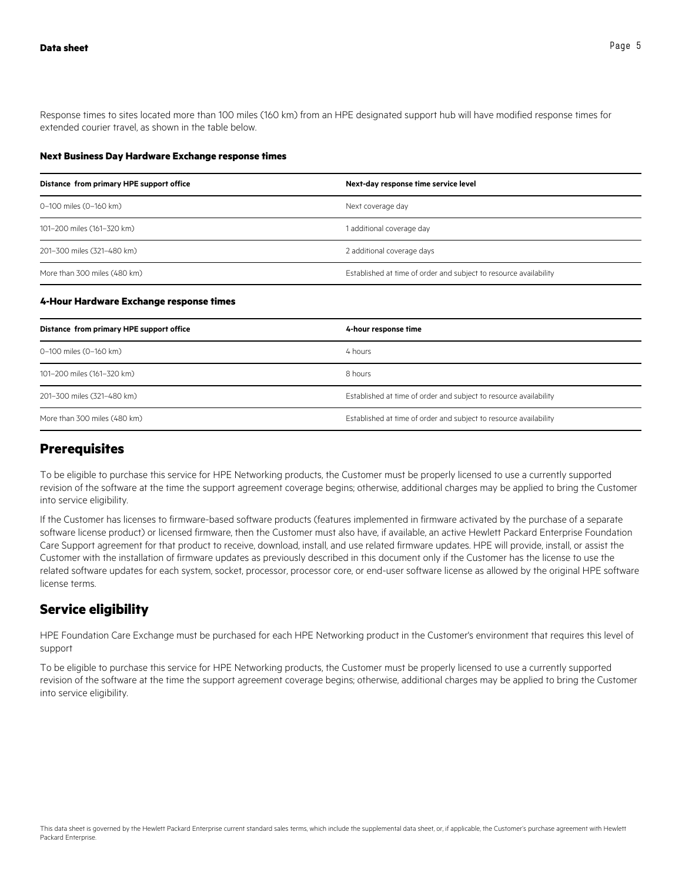Response times to sites located more than 100 miles (160 km) from an HPE designated support hub will have modified response times for extended courier travel, as shown in the table below.

**Next Business Day Hardware Exchange response times**

| Distance from primary HPE support office | Next-day response time service level |
| --- | --- |
| 0–100 miles (0–160 km) | Next coverage day |
| 101–200 miles (161–320 km) | 1 additional coverage day |
| 201–300 miles (321–480 km) | 2 additional coverage days |
| More than 300 miles (480 km) | Established at time of order and subject to resource availability |

**4-Hour Hardware Exchange response times**

| Distance from primary HPE support office | 4-hour response time |
| --- | --- |
| 0–100 miles (0–160 km) | 4 hours |
| 101–200 miles (161–320 km) | 8 hours |
| 201–300 miles (321–480 km) | Established at time of order and subject to resource availability |
| More than 300 miles (480 km) | Established at time of order and subject to resource availability |

## Prerequisites

To be eligible to purchase this service for HPE Networking products, the Customer must be properly licensed to use a currently supported revision of the software at the time the support agreement coverage begins; otherwise, additional charges may be applied to bring the Customer into service eligibility.

If the Customer has licenses to firmware-based software products (features implemented in firmware activated by the purchase of a separate software license product) or licensed firmware, then the Customer must also have, if available, an active Hewlett Packard Enterprise Foundation Care Support agreement for that product to receive, download, install, and use related firmware updates. HPE will provide, install, or assist the Customer with the installation of firmware updates as previously described in this document only if the Customer has the license to use the related software updates for each system, socket, processor, processor core, or end-user software license as allowed by the original HPE software license terms.

## Service eligibility

HPE Foundation Care Exchange must be purchased for each HPE Networking product in the Customer's environment that requires this level of support

To be eligible to purchase this service for HPE Networking products, the Customer must be properly licensed to use a currently supported revision of the software at the time the support agreement coverage begins; otherwise, additional charges may be applied to bring the Customer into service eligibility.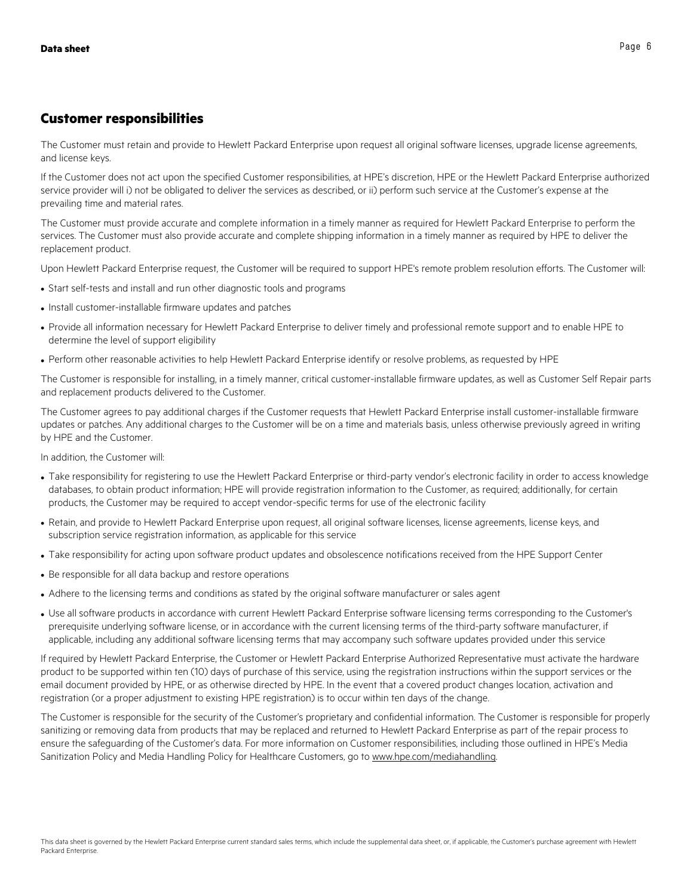## Customer responsibilities

The Customer must retain and provide to Hewlett Packard Enterprise upon request all original software licenses, upgrade license agreements, and license keys.

If the Customer does not act upon the specified Customer responsibilities, at HPE's discretion, HPE or the Hewlett Packard Enterprise authorized service provider will i) not be obligated to deliver the services as described, or ii) perform such service at the Customer's expense at the prevailing time and material rates.

The Customer must provide accurate and complete information in a timely manner as required for Hewlett Packard Enterprise to perform the services. The Customer must also provide accurate and complete shipping information in a timely manner as required by HPE to deliver the replacement product.

Upon Hewlett Packard Enterprise request, the Customer will be required to support HPE's remote problem resolution efforts. The Customer will:

- Start self-tests and install and run other diagnostic tools and programs
- Install customer-installable firmware updates and patches
- Provide all information necessary for Hewlett Packard Enterprise to deliver timely and professional remote support and to enable HPE to determine the level of support eligibility
- Perform other reasonable activities to help Hewlett Packard Enterprise identify or resolve problems, as requested by HPE

The Customer is responsible for installing, in a timely manner, critical customer-installable firmware updates, as well as Customer Self Repair parts and replacement products delivered to the Customer.

The Customer agrees to pay additional charges if the Customer requests that Hewlett Packard Enterprise install customer-installable firmware updates or patches. Any additional charges to the Customer will be on a time and materials basis, unless otherwise previously agreed in writing by HPE and the Customer.

In addition, the Customer will:

- Take responsibility for registering to use the Hewlett Packard Enterprise or third-party vendor's electronic facility in order to access knowledge databases, to obtain product information; HPE will provide registration information to the Customer, as required; additionally, for certain products, the Customer may be required to accept vendor-specific terms for use of the electronic facility
- Retain, and provide to Hewlett Packard Enterprise upon request, all original software licenses, license agreements, license keys, and subscription service registration information, as applicable for this service
- Take responsibility for acting upon software product updates and obsolescence notifications received from the HPE Support Center
- Be responsible for all data backup and restore operations
- Adhere to the licensing terms and conditions as stated by the original software manufacturer or sales agent
- Use all software products in accordance with current Hewlett Packard Enterprise software licensing terms corresponding to the Customer's prerequisite underlying software license, or in accordance with the current licensing terms of the third-party software manufacturer, if applicable, including any additional software licensing terms that may accompany such software updates provided under this service

If required by Hewlett Packard Enterprise, the Customer or Hewlett Packard Enterprise Authorized Representative must activate the hardware product to be supported within ten (10) days of purchase of this service, using the registration instructions within the support services or the email document provided by HPE, or as otherwise directed by HPE. In the event that a covered product changes location, activation and registration (or a proper adjustment to existing HPE registration) is to occur within ten days of the change.

The Customer is responsible for the security of the Customer's proprietary and confidential information. The Customer is responsible for properly sanitizing or removing data from products that may be replaced and returned to Hewlett Packard Enterprise as part of the repair process to ensure the safeguarding of the Customer's data. For more information on Customer responsibilities, including those outlined in HPE's Media Sanitization Policy and Media Handling Policy for Healthcare Customers, go to www.hpe.com/mediahandling.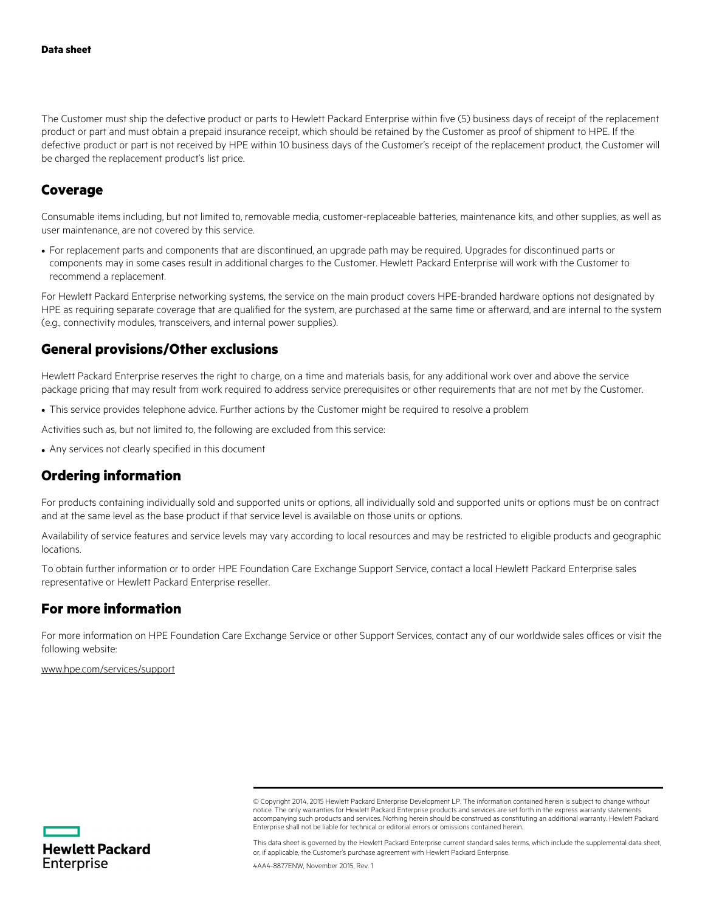The Customer must ship the defective product or parts to Hewlett Packard Enterprise within five (5) business days of receipt of the replacement product or part and must obtain a prepaid insurance receipt, which should be retained by the Customer as proof of shipment to HPE. If the defective product or part is not received by HPE within 10 business days of the Customer's receipt of the replacement product, the Customer will be charged the replacement product's list price.

## Coverage

Consumable items including, but not limited to, removable media, customer-replaceable batteries, maintenance kits, and other supplies, as well as user maintenance, are not covered by this service.

- For replacement parts and components that are discontinued, an upgrade path may be required. Upgrades for discontinued parts or components may in some cases result in additional charges to the Customer. Hewlett Packard Enterprise will work with the Customer to recommend a replacement.

For Hewlett Packard Enterprise networking systems, the service on the main product covers HPE-branded hardware options not designated by HPE as requiring separate coverage that are qualified for the system, are purchased at the same time or afterward, and are internal to the system (e.g., connectivity modules, transceivers, and internal power supplies).

## General provisions/Other exclusions

Hewlett Packard Enterprise reserves the right to charge, on a time and materials basis, for any additional work over and above the service package pricing that may result from work required to address service prerequisites or other requirements that are not met by the Customer.

- This service provides telephone advice. Further actions by the Customer might be required to resolve a problem

Activities such as, but not limited to, the following are excluded from this service:

- Any services not clearly specified in this document

## Ordering information

For products containing individually sold and supported units or options, all individually sold and supported units or options must be on contract and at the same level as the base product if that service level is available on those units or options.

Availability of service features and service levels may vary according to local resources and may be restricted to eligible products and geographic locations.

To obtain further information or to order HPE Foundation Care Exchange Support Service, contact a local Hewlett Packard Enterprise sales representative or Hewlett Packard Enterprise reseller.

## For more information

For more information on HPE Foundation Care Exchange Service or other Support Services, contact any of our worldwide sales offices or visit the following website:

www.hpe.com/services/support

© Copyright 2014, 2015 Hewlett Packard Enterprise Development LP. The information contained herein is subject to change without notice. The only warranties for Hewlett Packard Enterprise products and services are set forth in the express warranty statements accompanying such products and services. Nothing herein should be construed as constituting an additional warranty. Hewlett Packard Enterprise shall not be liable for technical or editorial errors or omissions contained herein.

This data sheet is governed by the Hewlett Packard Enterprise current standard sales terms, which include the supplemental data sheet, or, if applicable, the Customer's purchase agreement with Hewlett Packard Enterprise.

4AA4-8877ENW, November 2015, Rev. 1